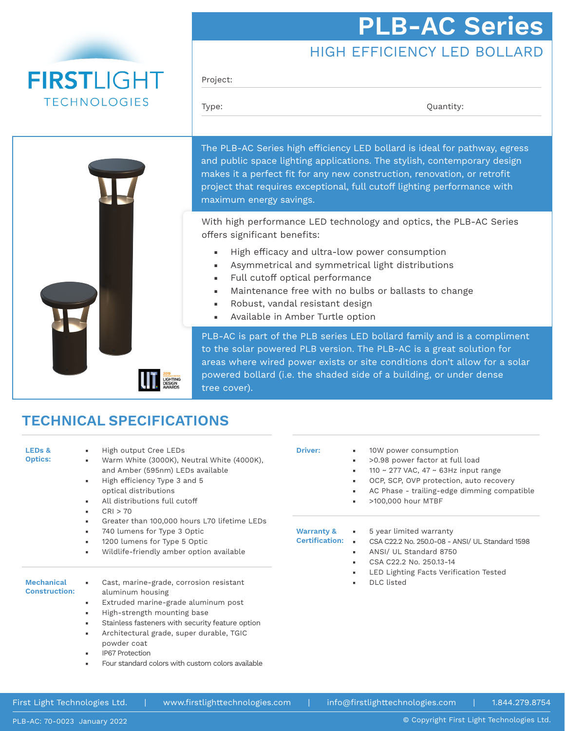FIRSTLIGHT TECHNOLOGIES

# PLB-AC Series

## HIGH EFFICIENCY LED BOLLARD

Project:

Type: Quantity:

The PLB-AC Series high efficiency LED bollard is ideal for pathway, egress and public space lighting applications. The stylish, contemporary design makes it a perfect fit for any new construction, renovation, or retrofit project that requires exceptional, full cutoff lighting performance with maximum energy savings.

With high performance LED technology and optics, the PLB-AC Series offers significant benefits:

- High efficacy and ultra-low power consumption
- Asymmetrical and symmetrical light distributions
- Full cutoff optical performance
- Maintenance free with no bulbs or ballasts to change
- Robust, vandal resistant design
- Available in Amber Turtle option

PLB-AC is part of the PLB series LED bollard family and is a compliment to the solar powered PLB version. The PLB-AC is a great solution for areas where wired power exists or site conditions don't allow for a solar powered bollard (i.e. the shaded side of a building, or under dense tree cover).

2019 LIGHTING DESIGN AWARDS

## TECHNICAL SPECIFICATIONS

**LEDs & Optics:**

- High output Cree LEDs
- Warm White (3000K), Neutral White (4000K), and Amber (595nm) LEDs available
- High efficiency Type 3 and 5 optical distributions
- All distributions full cutoff
- CRI > 70
- Greater than 100,000 hours L70 lifetime LEDs
- 740 lumens for Type 3 Optic
- 1200 lumens for Type 5 Optic
- Wildlife-friendly amber option available

**Mechanical Construction:**

- Cast, marine-grade, corrosion resistant aluminum housing
- Extruded marine-grade aluminum post
- High-strength mounting base
- Stainless fasteners with security feature option
- Architectural grade, super durable, TGIC powder coat
- IP67 Protection
- Four standard colors with custom colors available

**Driver:**

- 10W power consumption
- >0.98 power factor at full load
- 110 ~ 277 VAC, 47 ~ 63Hz input range
- OCP, SCP, OVP protection, auto recovery
- AC Phase - trailing-edge dimming compatible
- >100,000 hour MTBF

**Warranty & Certification:**

- 5 year limited warranty
- CSA C22.2 No. 250.0-08 - ANSI/ UL Standard 1598
- ANSI/ UL Standard 8750
- CSA C22.2 No. 250.13-14
- LED Lighting Facts Verification Tested
- DLC listed

First Light Technologies Ltd. | www.firstlighttechnologies.com | info@firstlighttechnologies.com | 1.844.279.8754

PLB-AC: 70-0023 January 2022 © Copyright First Light Technologies Ltd.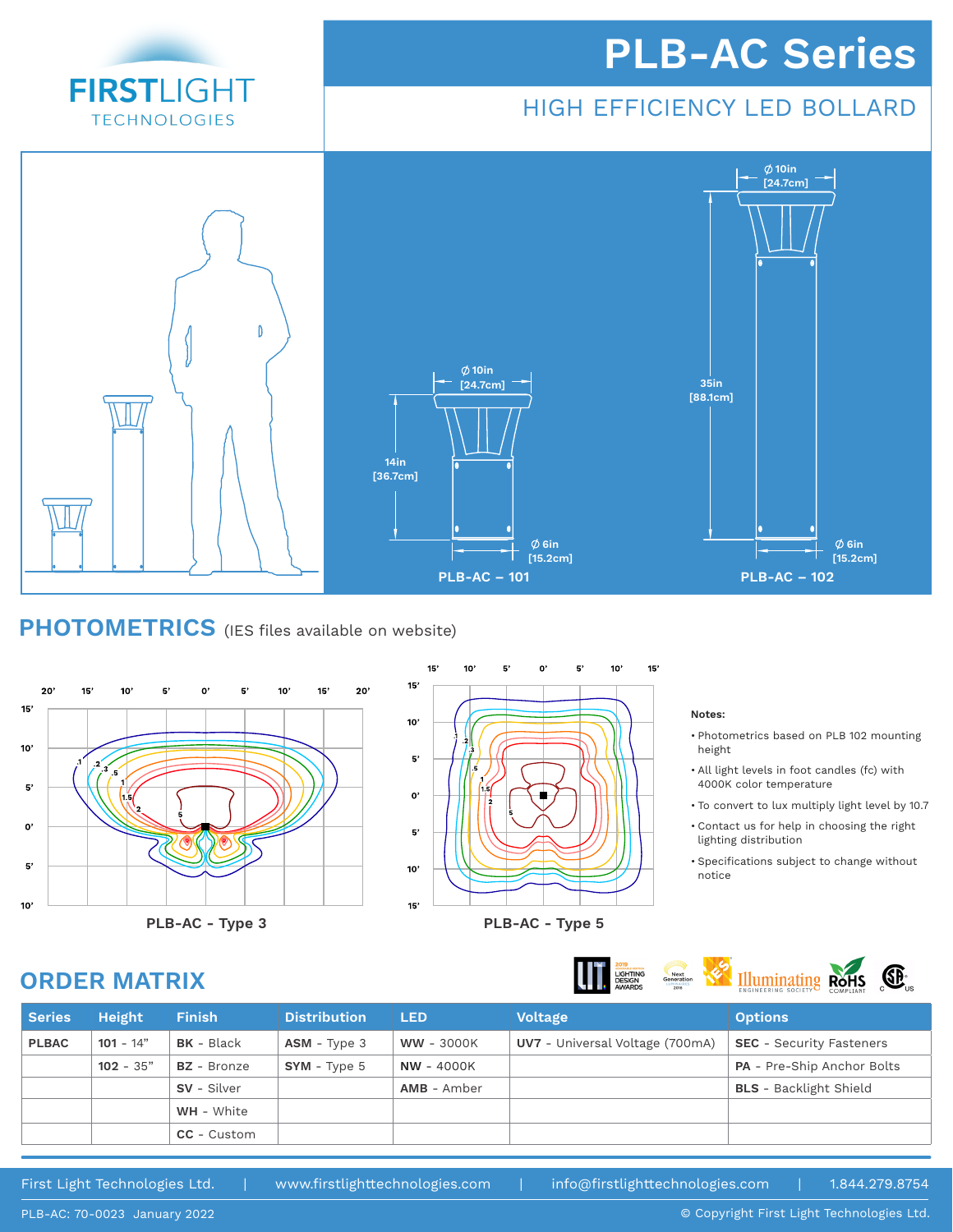# FIRSTLIGHT TECHNOLOGIES

# PLB-AC Series

## HIGH EFFICIENCY LED BOLLARD

Ø 10in [24.7cm]

14in [36.7cm]

Ø 6in [15.2cm]

PLB-AC – 101

Ø 10in [24.7cm]

35in [88.1cm]

Ø 6in [15.2cm]

PLB-AC – 102

## PHOTOMETRICS (IES files available on website)

20' 15' 10' 5' 0' 5' 10' 15' 20'

15' 10' 5' 0' 5' 10'

.1 .2 .3 .5 1 1.5 2 5

PLB-AC - Type 3

15' 10' 5' 0' 5' 10' 15'

15' 10' 5' 0' 5' 10' 15'

.1 .2 .3 .5 1 1.5 2 5

PLB-AC - Type 5

**Notes:**

- Photometrics based on PLB 102 mounting height
- All light levels in foot candles (fc) with 4000K color temperature
- To convert to lux multiply light level by 10.7
- Contact us for help in choosing the right lighting distribution
- Specifications subject to change without notice

## ORDER MATRIX

| Series | Height | Finish | Distribution | LED | Voltage | Options |
|---|---|---|---|---|---|---|
| **PLBAC** | **101** - 14" | **BK** - Black | **ASM** - Type 3 | **WW** - 3000K | **UV7** - Universal Voltage (700mA) | **SEC** - Security Fasteners |
| | **102** - 35" | **BZ** - Bronze | **SYM** - Type 5 | **NW** - 4000K | | **PA** - Pre-Ship Anchor Bolts |
| | | **SV** - Silver | | **AMB** - Amber | | **BLS** - Backlight Shield |
| | | **WH** - White | | | | |
| | | **CC** - Custom | | | | |

First Light Technologies Ltd. | www.firstlighttechnologies.com | info@firstlighttechnologies.com | 1.844.279.8754

PLB-AC: 70-0023 January 2022 © Copyright First Light Technologies Ltd.